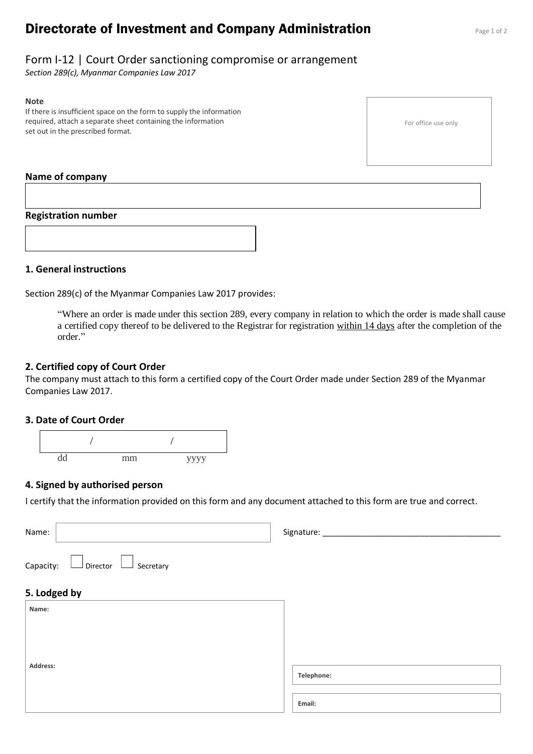# Directorate of Investment and Company Administration

## Form I-12 | Court Order sanctioning compromise or arrangement

*Section 289(c), Myanmar Companies Law 2017*

**Note**
If there is insufficient space on the form to supply the information required, attach a separate sheet containing the information set out in the prescribed format.

For office use only

**Name of company**

**Registration number**

### 1. General instructions

Section 289(c) of the Myanmar Companies Law 2017 provides:

> "Where an order is made under this section 289, every company in relation to which the order is made shall cause a certified copy thereof to be delivered to the Registrar for registration within 14 days after the completion of the order."

### 2. Certified copy of Court Order

The company must attach to this form a certified copy of the Court Order made under Section 289 of the Myanmar Companies Law 2017.

### 3. Date of Court Order

/ /
dd mm yyyy

### 4. Signed by authorised person

I certify that the information provided on this form and any document attached to this form are true and correct.

Name: Signature: ________________________________________

Capacity: ☐ Director ☐ Secretary

### 5. Lodged by

**Name:**

**Address:**

**Telephone:**

**Email:**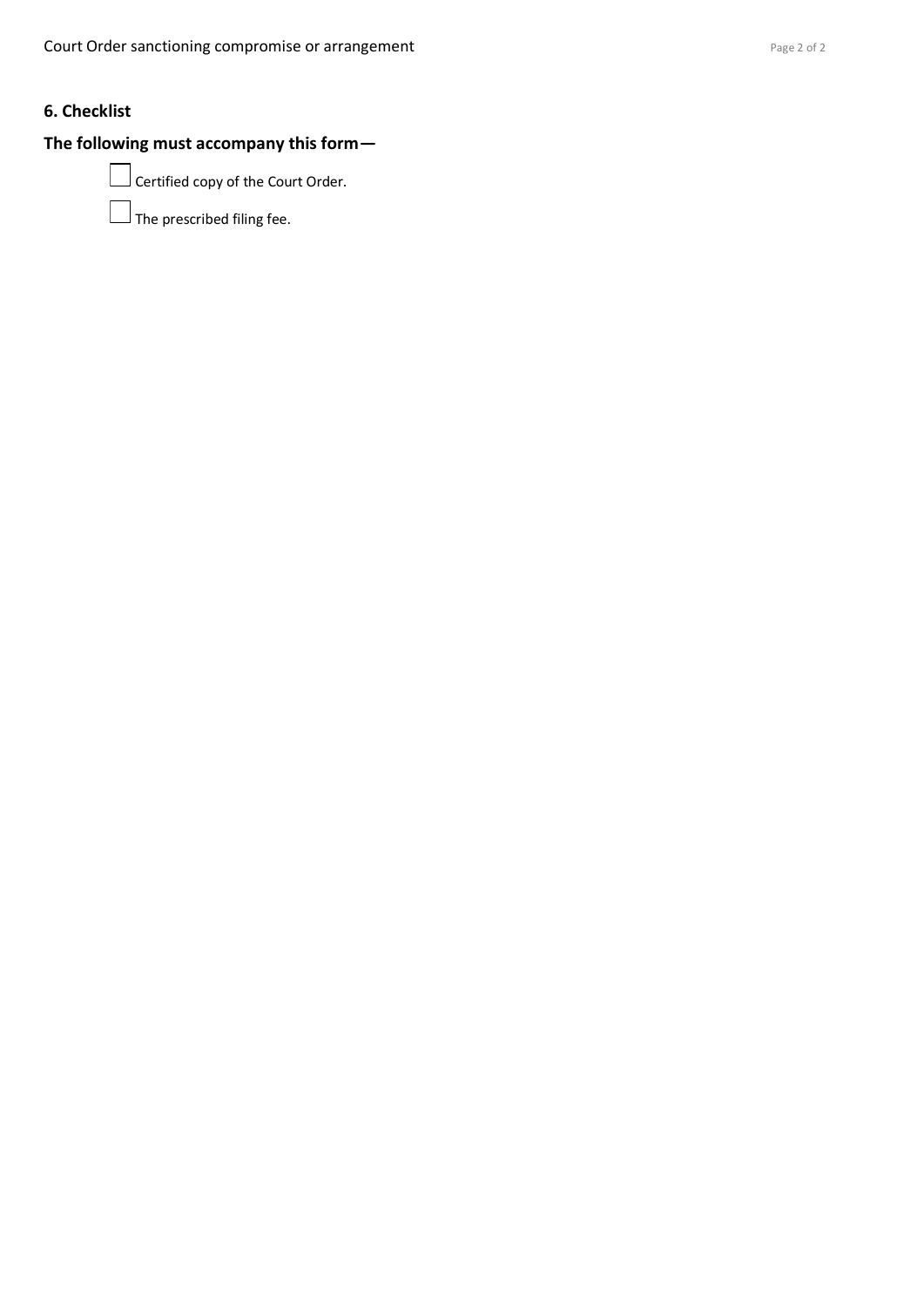## 6. Checklist

### The following must accompany this form—

- ☐ Certified copy of the Court Order.
- ☐ The prescribed filing fee.